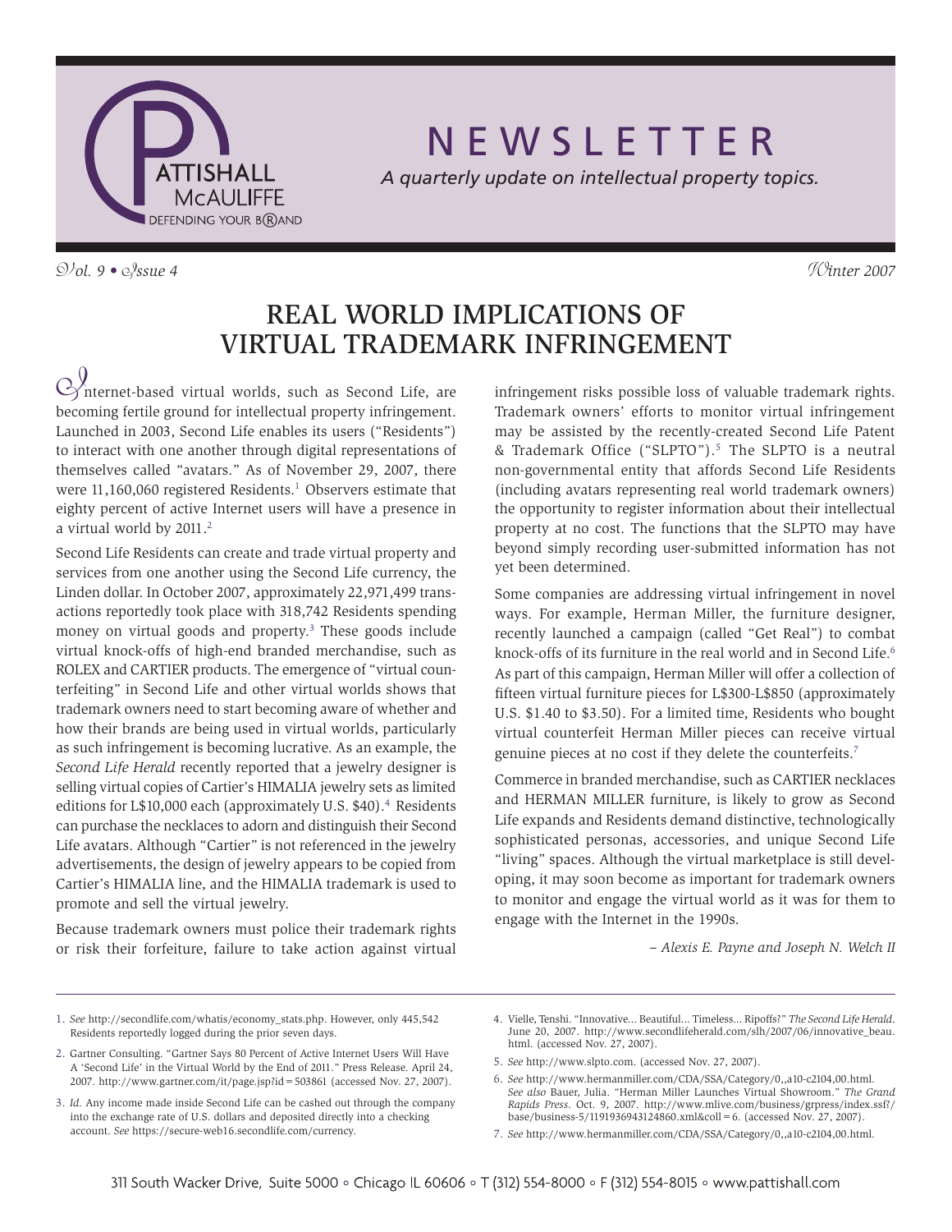# NEWSLETTER

*A quarterly update on intellectual property topics.*

*Vol. 9 • Issue 4* *Winter 2007*

## REAL WORLD IMPLICATIONS OF VIRTUAL TRADEMARK INFRINGEMENT

Internet-based virtual worlds, such as Second Life, are becoming fertile ground for intellectual property infringement. Launched in 2003, Second Life enables its users ("Residents") to interact with one another through digital representations of themselves called "avatars." As of November 29, 2007, there were 11,160,060 registered Residents.[1] Observers estimate that eighty percent of active Internet users will have a presence in a virtual world by 2011.[2]

Second Life Residents can create and trade virtual property and services from one another using the Second Life currency, the Linden dollar. In October 2007, approximately 22,971,499 transactions reportedly took place with 318,742 Residents spending money on virtual goods and property.[3] These goods include virtual knock-offs of high-end branded merchandise, such as ROLEX and CARTIER products. The emergence of "virtual counterfeiting" in Second Life and other virtual worlds shows that trademark owners need to start becoming aware of whether and how their brands are being used in virtual worlds, particularly as such infringement is becoming lucrative. As an example, the *Second Life Herald* recently reported that a jewelry designer is selling virtual copies of Cartier's HIMALIA jewelry sets as limited editions for L$10,000 each (approximately U.S. $40).[4] Residents can purchase the necklaces to adorn and distinguish their Second Life avatars. Although "Cartier" is not referenced in the jewelry advertisements, the design of jewelry appears to be copied from Cartier's HIMALIA line, and the HIMALIA trademark is used to promote and sell the virtual jewelry.

Because trademark owners must police their trademark rights or risk their forfeiture, failure to take action against virtual infringement risks possible loss of valuable trademark rights. Trademark owners' efforts to monitor virtual infringement may be assisted by the recently-created Second Life Patent & Trademark Office ("SLPTO").[5] The SLPTO is a neutral non-governmental entity that affords Second Life Residents (including avatars representing real world trademark owners) the opportunity to register information about their intellectual property at no cost. The functions that the SLPTO may have beyond simply recording user-submitted information has not yet been determined.

Some companies are addressing virtual infringement in novel ways. For example, Herman Miller, the furniture designer, recently launched a campaign (called "Get Real") to combat knock-offs of its furniture in the real world and in Second Life.[6] As part of this campaign, Herman Miller will offer a collection of fifteen virtual furniture pieces for L$300-L$850 (approximately U.S. $1.40 to $3.50). For a limited time, Residents who bought virtual counterfeit Herman Miller pieces can receive virtual genuine pieces at no cost if they delete the counterfeits.[7]

Commerce in branded merchandise, such as CARTIER necklaces and HERMAN MILLER furniture, is likely to grow as Second Life expands and Residents demand distinctive, technologically sophisticated personas, accessories, and unique Second Life "living" spaces. Although the virtual marketplace is still developing, it may soon become as important for trademark owners to monitor and engage the virtual world as it was for them to engage with the Internet in the 1990s.

*– Alexis E. Payne and Joseph N. Welch II*

---

1. *See* http://secondlife.com/whatis/economy_stats.php. However, only 445,542 Residents reportedly logged during the prior seven days.
2. Gartner Consulting. "Gartner Says 80 Percent of Active Internet Users Will Have A 'Second Life' in the Virtual World by the End of 2011." Press Release. April 24, 2007. http://www.gartner.com/it/page.jsp?id=503861 (accessed Nov. 27, 2007).
3. *Id.* Any income made inside Second Life can be cashed out through the company into the exchange rate of U.S. dollars and deposited directly into a checking account. *See* https://secure-web16.secondlife.com/currency.
4. Vielle, Tenshi. "Innovative... Beautiful... Timeless... Ripoffs?" *The Second Life Herald*. June 20, 2007. http://www.secondlifeherald.com/slh/2007/06/innovative_beau.html. (accessed Nov. 27, 2007).
5. *See* http://www.slpto.com. (accessed Nov. 27, 2007).
6. *See* http://www.hermanmiller.com/CDA/SSA/Category/0,,a10-c2104,00.html. *See also* Bauer, Julia. "Herman Miller Launches Virtual Showroom." *The Grand Rapids Press*. Oct. 9, 2007. http://www.mlive.com/business/grpress/index.ssf?/base/business-5/1191936943124860.xml&coll=6. (accessed Nov. 27, 2007).
7. *See* http://www.hermanmiller.com/CDA/SSA/Category/0,,a10-c2104,00.html.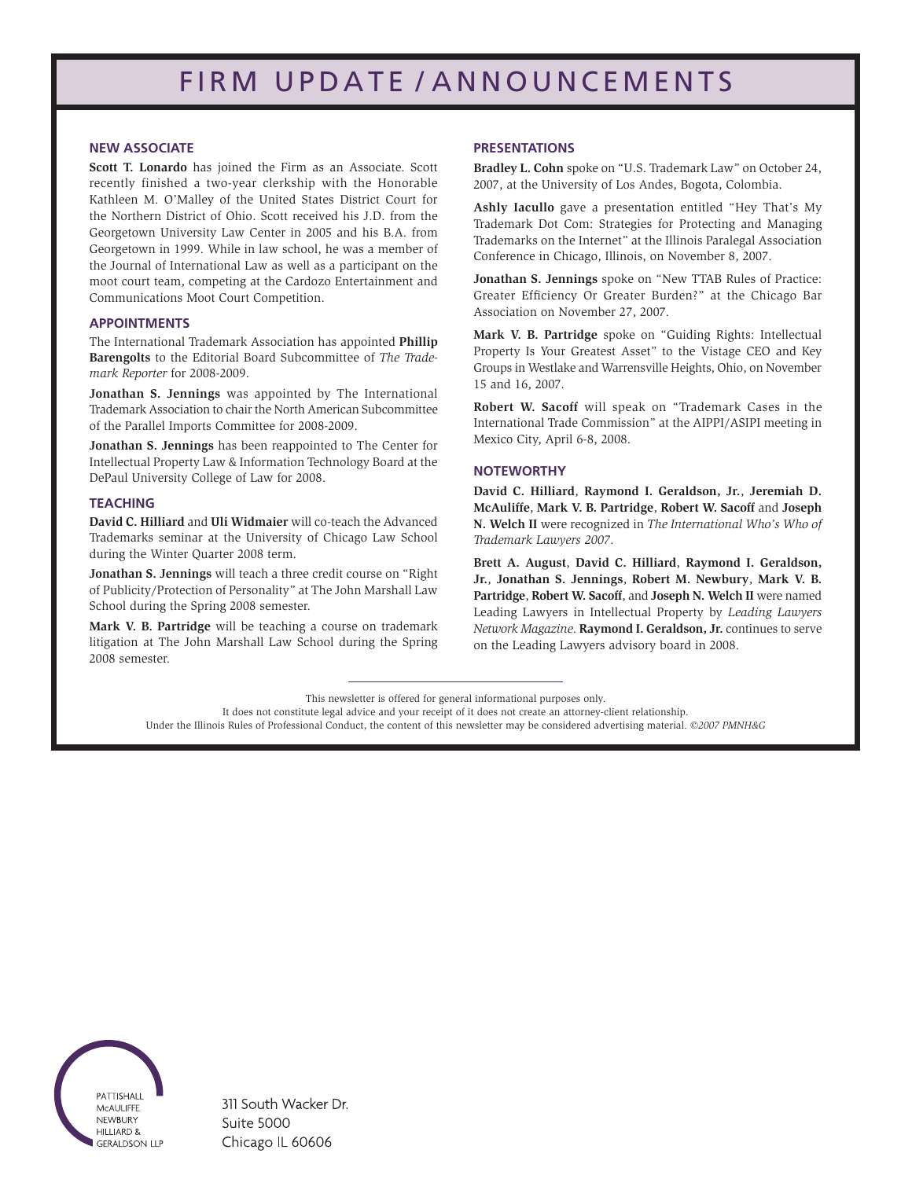# FIRM UPDATE / ANNOUNCEMENTS

## NEW ASSOCIATE

**Scott T. Lonardo** has joined the Firm as an Associate. Scott recently finished a two-year clerkship with the Honorable Kathleen M. O'Malley of the United States District Court for the Northern District of Ohio. Scott received his J.D. from the Georgetown University Law Center in 2005 and his B.A. from Georgetown in 1999. While in law school, he was a member of the Journal of International Law as well as a participant on the moot court team, competing at the Cardozo Entertainment and Communications Moot Court Competition.

## APPOINTMENTS

The International Trademark Association has appointed **Phillip Barengolts** to the Editorial Board Subcommittee of *The Trademark Reporter* for 2008-2009.

**Jonathan S. Jennings** was appointed by The International Trademark Association to chair the North American Subcommittee of the Parallel Imports Committee for 2008-2009.

**Jonathan S. Jennings** has been reappointed to The Center for Intellectual Property Law & Information Technology Board at the DePaul University College of Law for 2008.

## TEACHING

**David C. Hilliard** and **Uli Widmaier** will co-teach the Advanced Trademarks seminar at the University of Chicago Law School during the Winter Quarter 2008 term.

**Jonathan S. Jennings** will teach a three credit course on "Right of Publicity/Protection of Personality" at The John Marshall Law School during the Spring 2008 semester.

**Mark V. B. Partridge** will be teaching a course on trademark litigation at The John Marshall Law School during the Spring 2008 semester.

## PRESENTATIONS

**Bradley L. Cohn** spoke on "U.S. Trademark Law" on October 24, 2007, at the University of Los Andes, Bogota, Colombia.

**Ashly Iacullo** gave a presentation entitled "Hey That's My Trademark Dot Com: Strategies for Protecting and Managing Trademarks on the Internet" at the Illinois Paralegal Association Conference in Chicago, Illinois, on November 8, 2007.

**Jonathan S. Jennings** spoke on "New TTAB Rules of Practice: Greater Efficiency Or Greater Burden?" at the Chicago Bar Association on November 27, 2007.

**Mark V. B. Partridge** spoke on "Guiding Rights: Intellectual Property Is Your Greatest Asset" to the Vistage CEO and Key Groups in Westlake and Warrensville Heights, Ohio, on November 15 and 16, 2007.

**Robert W. Sacoff** will speak on "Trademark Cases in the International Trade Commission" at the AIPPI/ASIPI meeting in Mexico City, April 6-8, 2008.

## NOTEWORTHY

**David C. Hilliard**, **Raymond I. Geraldson, Jr.**, **Jeremiah D. McAuliffe**, **Mark V. B. Partridge**, **Robert W. Sacoff** and **Joseph N. Welch II** were recognized in *The International Who's Who of Trademark Lawyers 2007*.

**Brett A. August**, **David C. Hilliard**, **Raymond I. Geraldson, Jr.**, **Jonathan S. Jennings**, **Robert M. Newbury**, **Mark V. B. Partridge**, **Robert W. Sacoff**, and **Joseph N. Welch II** were named Leading Lawyers in Intellectual Property by *Leading Lawyers Network Magazine*. **Raymond I. Geraldson, Jr.** continues to serve on the Leading Lawyers advisory board in 2008.

---

This newsletter is offered for general informational purposes only.
It does not constitute legal advice and your receipt of it does not create an attorney-client relationship.
Under the Illinois Rules of Professional Conduct, the content of this newsletter may be considered advertising material. *©2007 PMNH&G*

PATTISHALL
McAULIFFE
NEWBURY
HILLIARD &
GERALDSON LLP

311 South Wacker Dr.
Suite 5000
Chicago IL 60606